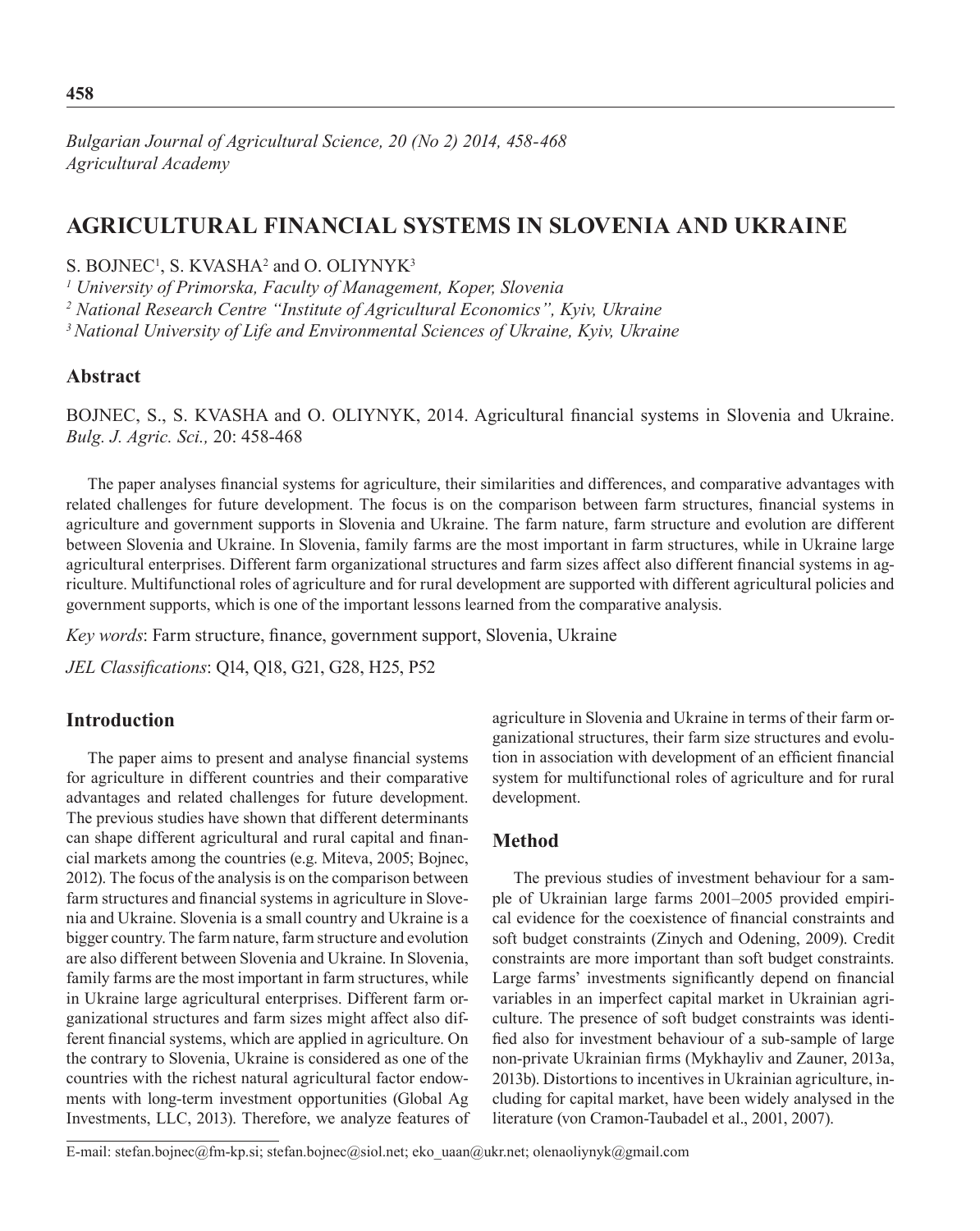*Bulgarian Journal of Agricultural Science, 20 (No 2) 2014, 458-468*
*Agricultural Academy*

# AGRICULTURAL FINANCIAL SYSTEMS IN SLOVENIA AND UKRAINE

S. BOJNEC[1], S. KVASHA[2] and O. OLIYNYK[3]

[1] *University of Primorska, Faculty of Management, Koper, Slovenia*
[2] *National Research Centre "Institute of Agricultural Economics", Kyiv, Ukraine*
[3] *National University of Life and Environmental Sciences of Ukraine, Kyiv, Ukraine*

## Abstract

BOJNEC, S., S. KVASHA and O. OLIYNYK, 2014. Agricultural financial systems in Slovenia and Ukraine. *Bulg. J. Agric. Sci.,* 20: 458-468

The paper analyses financial systems for agriculture, their similarities and differences, and comparative advantages with related challenges for future development. The focus is on the comparison between farm structures, financial systems in agriculture and government supports in Slovenia and Ukraine. The farm nature, farm structure and evolution are different between Slovenia and Ukraine. In Slovenia, family farms are the most important in farm structures, while in Ukraine large agricultural enterprises. Different farm organizational structures and farm sizes affect also different financial systems in agriculture. Multifunctional roles of agriculture and for rural development are supported with different agricultural policies and government supports, which is one of the important lessons learned from the comparative analysis.

*Key words*: Farm structure, finance, government support, Slovenia, Ukraine

*JEL Classifications*: Q14, Q18, G21, G28, H25, P52

## Introduction

The paper aims to present and analyse financial systems for agriculture in different countries and their comparative advantages and related challenges for future development. The previous studies have shown that different determinants can shape different agricultural and rural capital and financial markets among the countries (e.g. Miteva, 2005; Bojnec, 2012). The focus of the analysis is on the comparison between farm structures and financial systems in agriculture in Slovenia and Ukraine. Slovenia is a small country and Ukraine is a bigger country. The farm nature, farm structure and evolution are also different between Slovenia and Ukraine. In Slovenia, family farms are the most important in farm structures, while in Ukraine large agricultural enterprises. Different farm organizational structures and farm sizes might affect also different financial systems, which are applied in agriculture. On the contrary to Slovenia, Ukraine is considered as one of the countries with the richest natural agricultural factor endowments with long-term investment opportunities (Global Ag Investments, LLC, 2013). Therefore, we analyze features of agriculture in Slovenia and Ukraine in terms of their farm organizational structures, their farm size structures and evolution in association with development of an efficient financial system for multifunctional roles of agriculture and for rural development.

## Method

The previous studies of investment behaviour for a sample of Ukrainian large farms 2001–2005 provided empirical evidence for the coexistence of financial constraints and soft budget constraints (Zinych and Odening, 2009). Credit constraints are more important than soft budget constraints. Large farms' investments significantly depend on financial variables in an imperfect capital market in Ukrainian agriculture. The presence of soft budget constraints was identified also for investment behaviour of a sub-sample of large non-private Ukrainian firms (Mykhayliv and Zauner, 2013a, 2013b). Distortions to incentives in Ukrainian agriculture, including for capital market, have been widely analysed in the literature (von Cramon-Taubadel et al., 2001, 2007).

E-mail: stefan.bojnec@fm-kp.si; stefan.bojnec@siol.net; eko_uaan@ukr.net; olenaoliynyk@gmail.com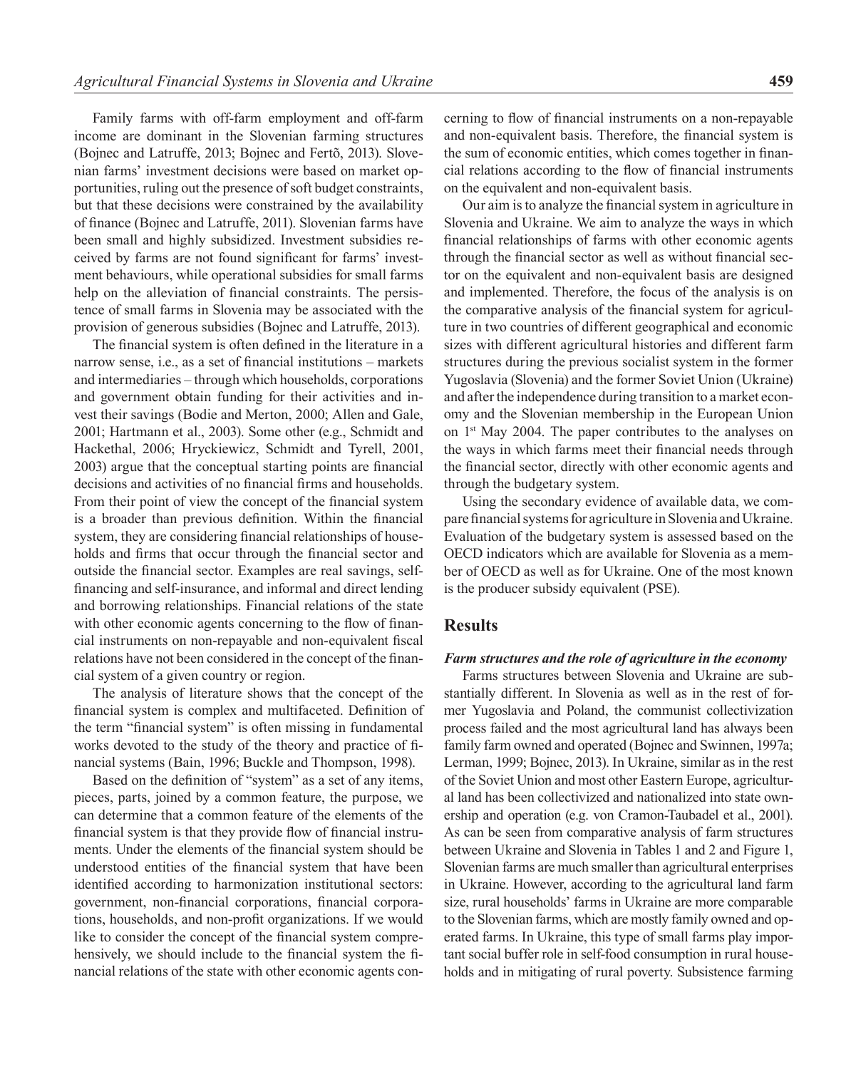Family farms with off-farm employment and off-farm income are dominant in the Slovenian farming structures (Bojnec and Latruffe, 2013; Bojnec and Fertõ, 2013). Slovenian farms' investment decisions were based on market opportunities, ruling out the presence of soft budget constraints, but that these decisions were constrained by the availability of finance (Bojnec and Latruffe, 2011). Slovenian farms have been small and highly subsidized. Investment subsidies received by farms are not found significant for farms' investment behaviours, while operational subsidies for small farms help on the alleviation of financial constraints. The persistence of small farms in Slovenia may be associated with the provision of generous subsidies (Bojnec and Latruffe, 2013).

The financial system is often defined in the literature in a narrow sense, i.e., as a set of financial institutions – markets and intermediaries – through which households, corporations and government obtain funding for their activities and invest their savings (Bodie and Merton, 2000; Allen and Gale, 2001; Hartmann et al., 2003). Some other (e.g., Schmidt and Hackethal, 2006; Hryckiewicz, Schmidt and Tyrell, 2001, 2003) argue that the conceptual starting points are financial decisions and activities of no financial firms and households. From their point of view the concept of the financial system is a broader than previous definition. Within the financial system, they are considering financial relationships of households and firms that occur through the financial sector and outside the financial sector. Examples are real savings, self-financing and self-insurance, and informal and direct lending and borrowing relationships. Financial relations of the state with other economic agents concerning to the flow of financial instruments on non-repayable and non-equivalent fiscal relations have not been considered in the concept of the financial system of a given country or region.

The analysis of literature shows that the concept of the financial system is complex and multifaceted. Definition of the term "financial system" is often missing in fundamental works devoted to the study of the theory and practice of financial systems (Bain, 1996; Buckle and Thompson, 1998).

Based on the definition of "system" as a set of any items, pieces, parts, joined by a common feature, the purpose, we can determine that a common feature of the elements of the financial system is that they provide flow of financial instruments. Under the elements of the financial system should be understood entities of the financial system that have been identified according to harmonization institutional sectors: government, non-financial corporations, financial corporations, households, and non-profit organizations. If we would like to consider the concept of the financial system comprehensively, we should include to the financial system the financial relations of the state with other economic agents concerning to flow of financial instruments on a non-repayable and non-equivalent basis. Therefore, the financial system is the sum of economic entities, which comes together in financial relations according to the flow of financial instruments on the equivalent and non-equivalent basis.

Our aim is to analyze the financial system in agriculture in Slovenia and Ukraine. We aim to analyze the ways in which financial relationships of farms with other economic agents through the financial sector as well as without financial sector on the equivalent and non-equivalent basis are designed and implemented. Therefore, the focus of the analysis is on the comparative analysis of the financial system for agriculture in two countries of different geographical and economic sizes with different agricultural histories and different farm structures during the previous socialist system in the former Yugoslavia (Slovenia) and the former Soviet Union (Ukraine) and after the independence during transition to a market economy and the Slovenian membership in the European Union on 1st May 2004. The paper contributes to the analyses on the ways in which farms meet their financial needs through the financial sector, directly with other economic agents and through the budgetary system.

Using the secondary evidence of available data, we compare financial systems for agriculture in Slovenia and Ukraine. Evaluation of the budgetary system is assessed based on the OECD indicators which are available for Slovenia as a member of OECD as well as for Ukraine. One of the most known is the producer subsidy equivalent (PSE).

## Results

### *Farm structures and the role of agriculture in the economy*

Farms structures between Slovenia and Ukraine are substantially different. In Slovenia as well as in the rest of former Yugoslavia and Poland, the communist collectivization process failed and the most agricultural land has always been family farm owned and operated (Bojnec and Swinnen, 1997a; Lerman, 1999; Bojnec, 2013). In Ukraine, similar as in the rest of the Soviet Union and most other Eastern Europe, agricultural land has been collectivized and nationalized into state ownership and operation (e.g. von Cramon-Taubadel et al., 2001). As can be seen from comparative analysis of farm structures between Ukraine and Slovenia in Tables 1 and 2 and Figure 1, Slovenian farms are much smaller than agricultural enterprises in Ukraine. However, according to the agricultural land farm size, rural households' farms in Ukraine are more comparable to the Slovenian farms, which are mostly family owned and operated farms. In Ukraine, this type of small farms play important social buffer role in self-food consumption in rural households and in mitigating of rural poverty. Subsistence farming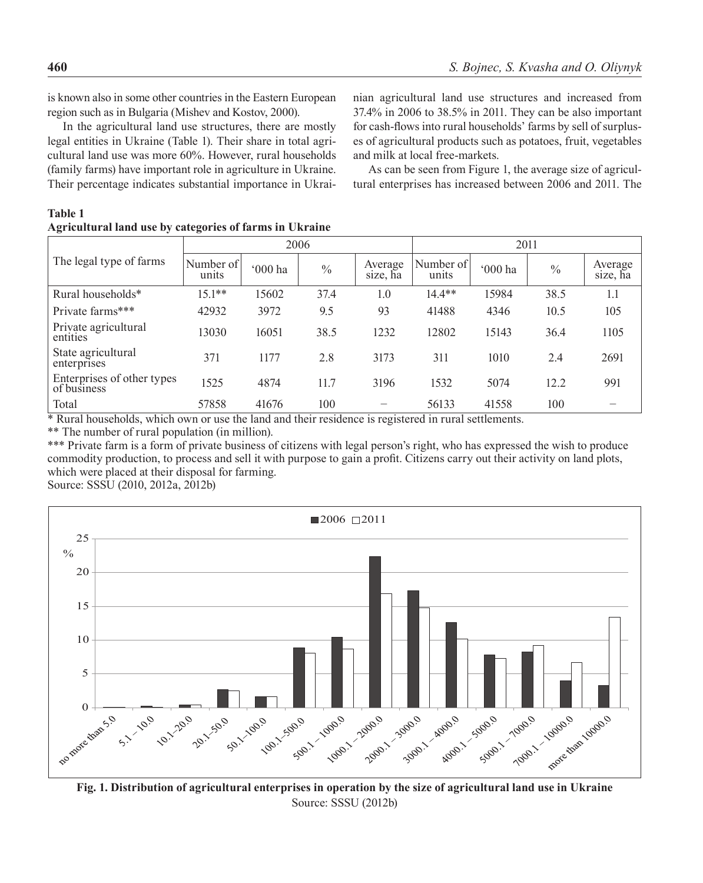is known also in some other countries in the Eastern European region such as in Bulgaria (Mishev and Kostov, 2000).

In the agricultural land use structures, there are mostly legal entities in Ukraine (Table 1). Their share in total agricultural land use was more 60%. However, rural households (family farms) have important role in agriculture in Ukraine. Their percentage indicates substantial importance in Ukrainian agricultural land use structures and increased from 37.4% in 2006 to 38.5% in 2011. They can be also important for cash-flows into rural households' farms by sell of surpluses of agricultural products such as potatoes, fruit, vegetables and milk at local free-markets.

As can be seen from Figure 1, the average size of agricultural enterprises has increased between 2006 and 2011. The

**Table 1**
**Agricultural land use by categories of farms in Ukraine**

| The legal type of farms | 2006 | | | | 2011 | | | |
|---|---|---|---|---|---|---|---|---|
| | Number of units | '000 ha | % | Average size, ha | Number of units | '000 ha | % | Average size, ha |
| Rural households* | 15.1** | 15602 | 37.4 | 1.0 | 14.4** | 15984 | 38.5 | 1.1 |
| Private farms*** | 42932 | 3972 | 9.5 | 93 | 41488 | 4346 | 10.5 | 105 |
| Private agricultural entities | 13030 | 16051 | 38.5 | 1232 | 12802 | 15143 | 36.4 | 1105 |
| State agricultural enterprises | 371 | 1177 | 2.8 | 3173 | 311 | 1010 | 2.4 | 2691 |
| Enterprises of other types of business | 1525 | 4874 | 11.7 | 3196 | 1532 | 5074 | 12.2 | 991 |
| Total | 57858 | 41676 | 100 | – | 56133 | 41558 | 100 | – |

\* Rural households, which own or use the land and their residence is registered in rural settlements.
\** The number of rural population (in million).
\*** Private farm is a form of private business of citizens with legal person's right, who has expressed the wish to produce commodity production, to process and sell it with purpose to gain a profit. Citizens carry out their activity on land plots, which were placed at their disposal for farming.
Source: SSSU (2010, 2012a, 2012b)

**Fig. 1. Distribution of agricultural enterprises in operation by the size of agricultural land use in Ukraine**
Source: SSSU (2012b)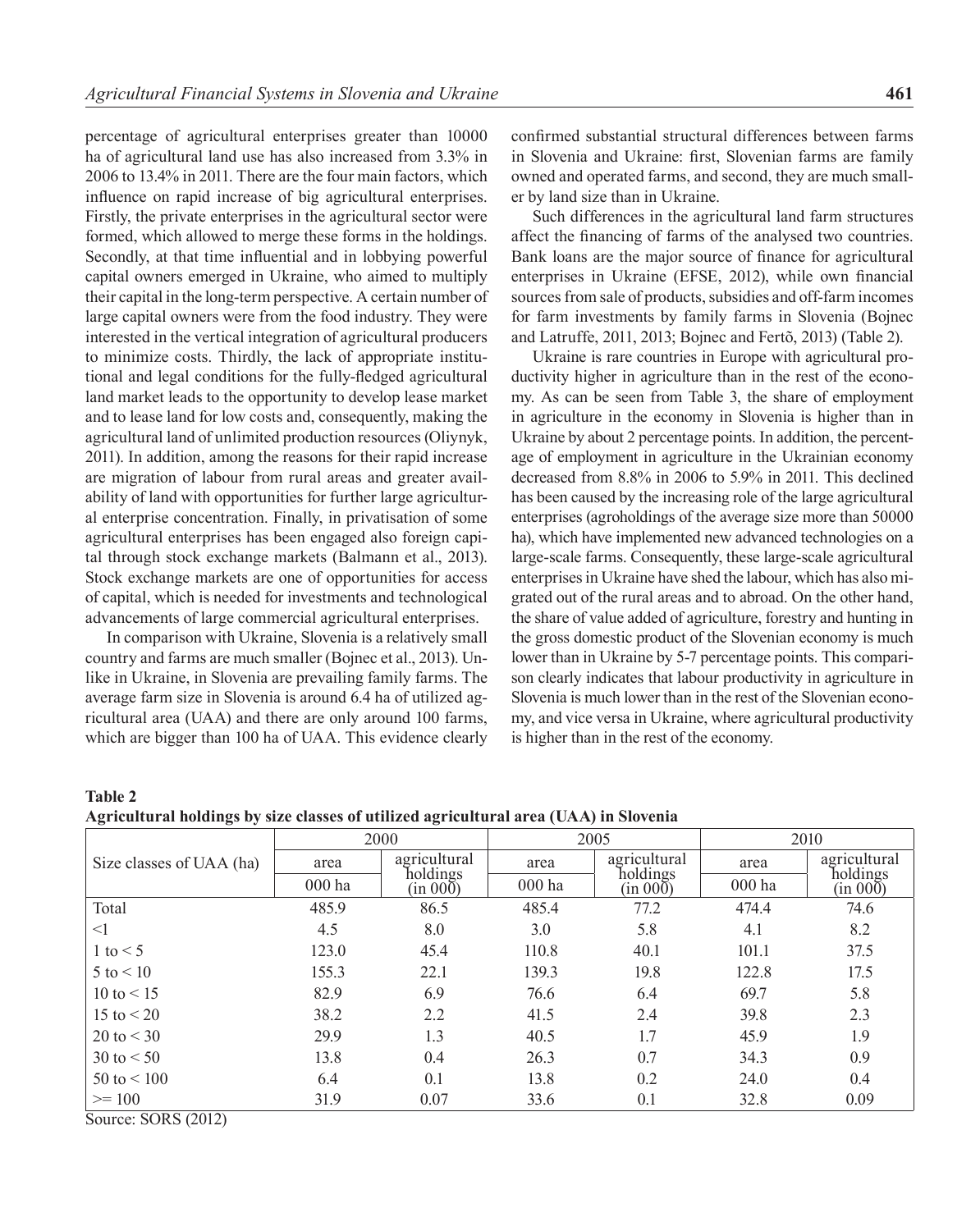percentage of agricultural enterprises greater than 10000 ha of agricultural land use has also increased from 3.3% in 2006 to 13.4% in 2011. There are the four main factors, which influence on rapid increase of big agricultural enterprises. Firstly, the private enterprises in the agricultural sector were formed, which allowed to merge these forms in the holdings. Secondly, at that time influential and in lobbying powerful capital owners emerged in Ukraine, who aimed to multiply their capital in the long-term perspective. A certain number of large capital owners were from the food industry. They were interested in the vertical integration of agricultural producers to minimize costs. Thirdly, the lack of appropriate institutional and legal conditions for the fully-fledged agricultural land market leads to the opportunity to develop lease market and to lease land for low costs and, consequently, making the agricultural land of unlimited production resources (Oliynyk, 2011). In addition, among the reasons for their rapid increase are migration of labour from rural areas and greater availability of land with opportunities for further large agricultural enterprise concentration. Finally, in privatisation of some agricultural enterprises has been engaged also foreign capital through stock exchange markets (Balmann et al., 2013). Stock exchange markets are one of opportunities for access of capital, which is needed for investments and technological advancements of large commercial agricultural enterprises.

In comparison with Ukraine, Slovenia is a relatively small country and farms are much smaller (Bojnec et al., 2013). Unlike in Ukraine, in Slovenia are prevailing family farms. The average farm size in Slovenia is around 6.4 ha of utilized agricultural area (UAA) and there are only around 100 farms, which are bigger than 100 ha of UAA. This evidence clearly confirmed substantial structural differences between farms in Slovenia and Ukraine: first, Slovenian farms are family owned and operated farms, and second, they are much smaller by land size than in Ukraine.

Such differences in the agricultural land farm structures affect the financing of farms of the analysed two countries. Bank loans are the major source of finance for agricultural enterprises in Ukraine (EFSE, 2012), while own financial sources from sale of products, subsidies and off-farm incomes for farm investments by family farms in Slovenia (Bojnec and Latruffe, 2011, 2013; Bojnec and Fertõ, 2013) (Table 2).

Ukraine is rare countries in Europe with agricultural productivity higher in agriculture than in the rest of the economy. As can be seen from Table 3, the share of employment in agriculture in the economy in Slovenia is higher than in Ukraine by about 2 percentage points. In addition, the percentage of employment in agriculture in the Ukrainian economy decreased from 8.8% in 2006 to 5.9% in 2011. This declined has been caused by the increasing role of the large agricultural enterprises (agroholdings of the average size more than 50000 ha), which have implemented new advanced technologies on a large-scale farms. Consequently, these large-scale agricultural enterprises in Ukraine have shed the labour, which has also migrated out of the rural areas and to abroad. On the other hand, the share of value added of agriculture, forestry and hunting in the gross domestic product of the Slovenian economy is much lower than in Ukraine by 5-7 percentage points. This comparison clearly indicates that labour productivity in agriculture in Slovenia is much lower than in the rest of the Slovenian economy, and vice versa in Ukraine, where agricultural productivity is higher than in the rest of the economy.

**Table 2**
**Agricultural holdings by size classes of utilized agricultural area (UAA) in Slovenia**

| Size classes of UAA (ha) | 2000 | | 2005 | | 2010 | |
|---|---|---|---|---|---|---|
| | area | agricultural holdings | area | agricultural holdings | area | agricultural holdings |
| | 000 ha | (in 000) | 000 ha | (in 000) | 000 ha | (in 000) |
| Total | 485.9 | 86.5 | 485.4 | 77.2 | 474.4 | 74.6 |
| <1 | 4.5 | 8.0 | 3.0 | 5.8 | 4.1 | 8.2 |
| 1 to < 5 | 123.0 | 45.4 | 110.8 | 40.1 | 101.1 | 37.5 |
| 5 to < 10 | 155.3 | 22.1 | 139.3 | 19.8 | 122.8 | 17.5 |
| 10 to < 15 | 82.9 | 6.9 | 76.6 | 6.4 | 69.7 | 5.8 |
| 15 to < 20 | 38.2 | 2.2 | 41.5 | 2.4 | 39.8 | 2.3 |
| 20 to < 30 | 29.9 | 1.3 | 40.5 | 1.7 | 45.9 | 1.9 |
| 30 to < 50 | 13.8 | 0.4 | 26.3 | 0.7 | 34.3 | 0.9 |
| 50 to < 100 | 6.4 | 0.1 | 13.8 | 0.2 | 24.0 | 0.4 |
| >= 100 | 31.9 | 0.07 | 33.6 | 0.1 | 32.8 | 0.09 |

Source: SORS (2012)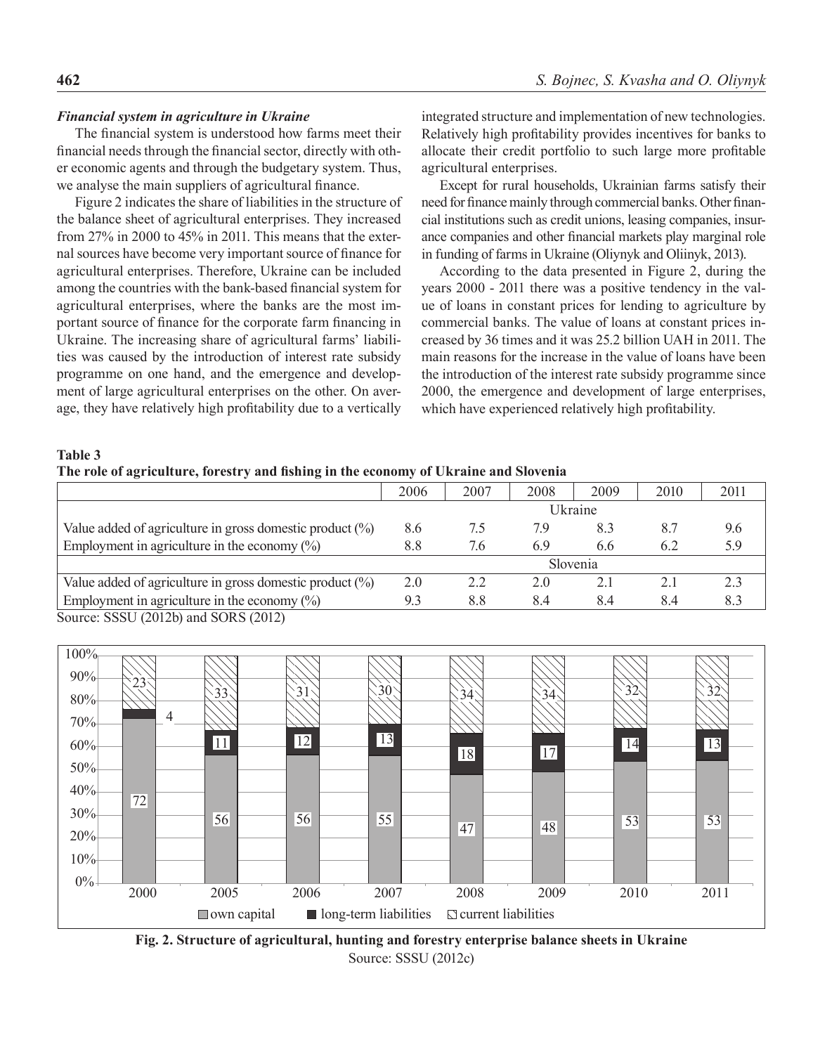### *Financial system in agriculture in Ukraine*

The financial system is understood how farms meet their financial needs through the financial sector, directly with other economic agents and through the budgetary system. Thus, we analyse the main suppliers of agricultural finance.

Figure 2 indicates the share of liabilities in the structure of the balance sheet of agricultural enterprises. They increased from 27% in 2000 to 45% in 2011. This means that the external sources have become very important source of finance for agricultural enterprises. Therefore, Ukraine can be included among the countries with the bank-based financial system for agricultural enterprises, where the banks are the most important source of finance for the corporate farm financing in Ukraine. The increasing share of agricultural farms' liabilities was caused by the introduction of interest rate subsidy programme on one hand, and the emergence and development of large agricultural enterprises on the other. On average, they have relatively high profitability due to a vertically integrated structure and implementation of new technologies. Relatively high profitability provides incentives for banks to allocate their credit portfolio to such large more profitable agricultural enterprises.

Except for rural households, Ukrainian farms satisfy their need for finance mainly through commercial banks. Other financial institutions such as credit unions, leasing companies, insurance companies and other financial markets play marginal role in funding of farms in Ukraine (Oliynyk and Oliinyk, 2013).

According to the data presented in Figure 2, during the years 2000 - 2011 there was a positive tendency in the value of loans in constant prices for lending to agriculture by commercial banks. The value of loans at constant prices increased by 36 times and it was 25.2 billion UAH in 2011. The main reasons for the increase in the value of loans have been the introduction of the interest rate subsidy programme since 2000, the emergence and development of large enterprises, which have experienced relatively high profitability.

**Table 3**
**The role of agriculture, forestry and fishing in the economy of Ukraine and Slovenia**

| | 2006 | 2007 | 2008 | 2009 | 2010 | 2011 |
|---|---|---|---|---|---|---|
| | Ukraine | | | | | |
| Value added of agriculture in gross domestic product (%) | 8.6 | 7.5 | 7.9 | 8.3 | 8.7 | 9.6 |
| Employment in agriculture in the economy (%) | 8.8 | 7.6 | 6.9 | 6.6 | 6.2 | 5.9 |
| | Slovenia | | | | | |
| Value added of agriculture in gross domestic product (%) | 2.0 | 2.2 | 2.0 | 2.1 | 2.1 | 2.3 |
| Employment in agriculture in the economy (%) | 9.3 | 8.8 | 8.4 | 8.4 | 8.4 | 8.3 |

Source: SSSU (2012b) and SORS (2012)

| | 2000 | 2005 | 2006 | 2007 | 2008 | 2009 | 2010 | 2011 |
|---|---|---|---|---|---|---|---|---|
| own capital (%) | 72 | 56 | 56 | 55 | 47 | 48 | 53 | 53 |
| long-term liabilities (%) | 4 | 11 | 12 | 13 | 18 | 17 | 14 | 13 |
| current liabilities (%) | 23 | 33 | 31 | 30 | 34 | 34 | 32 | 32 |

**Fig. 2. Structure of agricultural, hunting and forestry enterprise balance sheets in Ukraine**
Source: SSSU (2012c)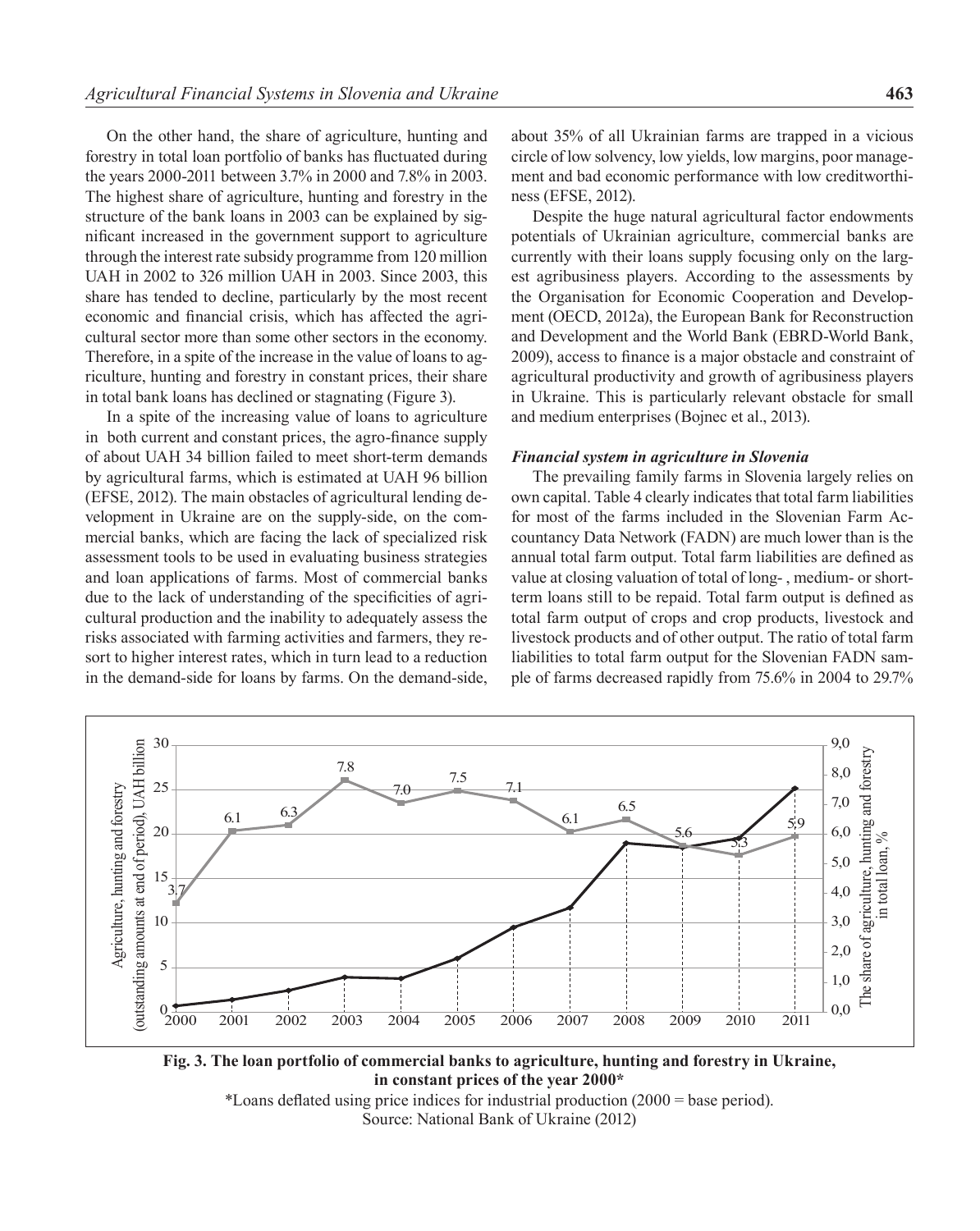On the other hand, the share of agriculture, hunting and forestry in total loan portfolio of banks has fluctuated during the years 2000-2011 between 3.7% in 2000 and 7.8% in 2003. The highest share of agriculture, hunting and forestry in the structure of the bank loans in 2003 can be explained by significant increased in the government support to agriculture through the interest rate subsidy programme from 120 million UAH in 2002 to 326 million UAH in 2003. Since 2003, this share has tended to decline, particularly by the most recent economic and financial crisis, which has affected the agricultural sector more than some other sectors in the economy. Therefore, in a spite of the increase in the value of loans to agriculture, hunting and forestry in constant prices, their share in total bank loans has declined or stagnating (Figure 3).

In a spite of the increasing value of loans to agriculture in both current and constant prices, the agro-finance supply of about UAH 34 billion failed to meet short-term demands by agricultural farms, which is estimated at UAH 96 billion (EFSE, 2012). The main obstacles of agricultural lending development in Ukraine are on the supply-side, on the commercial banks, which are facing the lack of specialized risk assessment tools to be used in evaluating business strategies and loan applications of farms. Most of commercial banks due to the lack of understanding of the specificities of agricultural production and the inability to adequately assess the risks associated with farming activities and farmers, they resort to higher interest rates, which in turn lead to a reduction in the demand-side for loans by farms. On the demand-side, about 35% of all Ukrainian farms are trapped in a vicious circle of low solvency, low yields, low margins, poor management and bad economic performance with low creditworthiness (EFSE, 2012).

Despite the huge natural agricultural factor endowments potentials of Ukrainian agriculture, commercial banks are currently with their loans supply focusing only on the largest agribusiness players. According to the assessments by the Organisation for Economic Cooperation and Development (OECD, 2012a), the European Bank for Reconstruction and Development and the World Bank (EBRD-World Bank, 2009), access to finance is a major obstacle and constraint of agricultural productivity and growth of agribusiness players in Ukraine. This is particularly relevant obstacle for small and medium enterprises (Bojnec et al., 2013).

### *Financial system in agriculture in Slovenia*

The prevailing family farms in Slovenia largely relies on own capital. Table 4 clearly indicates that total farm liabilities for most of the farms included in the Slovenian Farm Accountancy Data Network (FADN) are much lower than is the annual total farm output. Total farm liabilities are defined as value at closing valuation of total of long- , medium- or short-term loans still to be repaid. Total farm output is defined as total farm output of crops and crop products, livestock and livestock products and of other output. The ratio of total farm liabilities to total farm output for the Slovenian FADN sample of farms decreased rapidly from 75.6% in 2004 to 29.7%

**Fig. 3. The loan portfolio of commercial banks to agriculture, hunting and forestry in Ukraine, in constant prices of the year 2000***

*Loans deflated using price indices for industrial production (2000 = base period).
Source: National Bank of Ukraine (2012)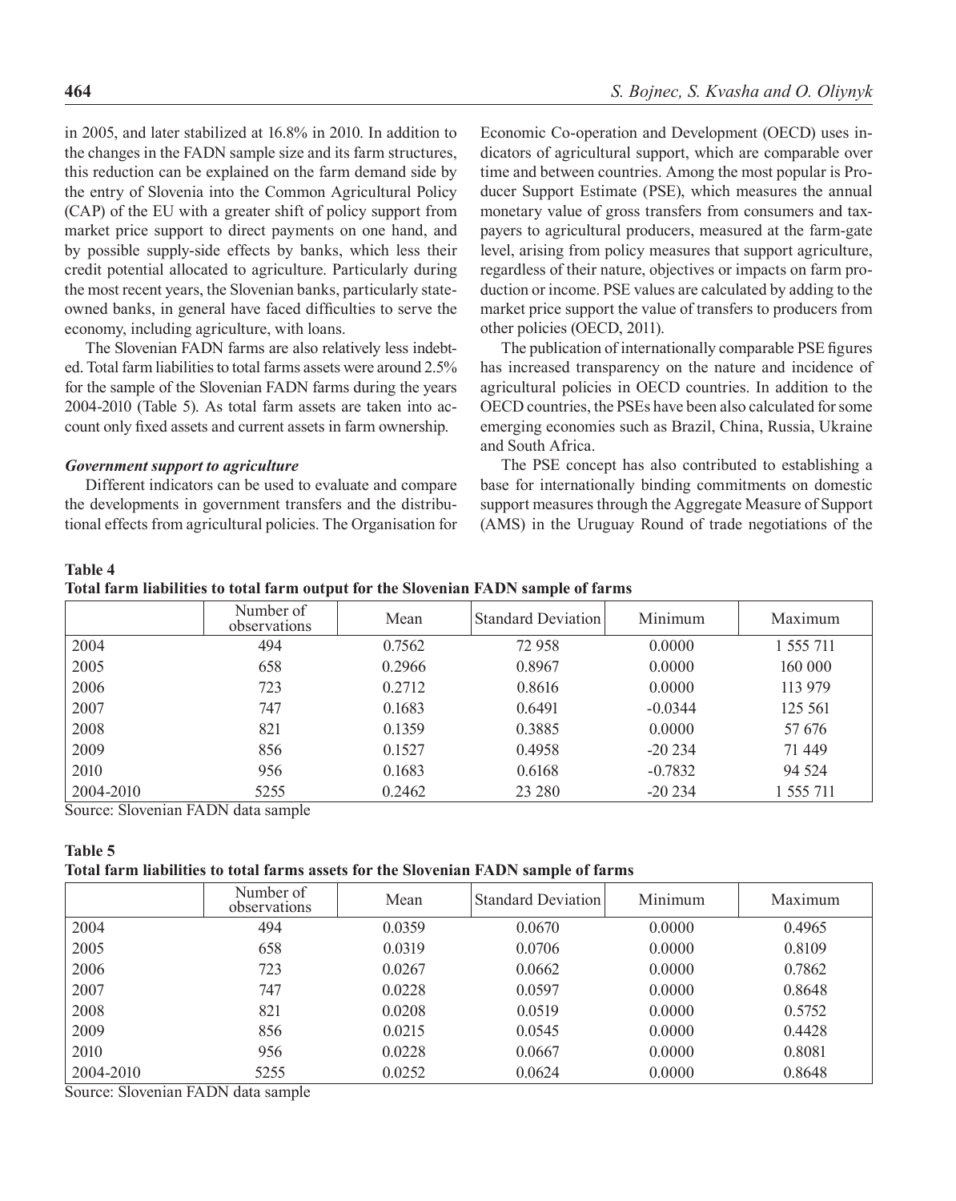in 2005, and later stabilized at 16.8% in 2010. In addition to the changes in the FADN sample size and its farm structures, this reduction can be explained on the farm demand side by the entry of Slovenia into the Common Agricultural Policy (CAP) of the EU with a greater shift of policy support from market price support to direct payments on one hand, and by possible supply-side effects by banks, which less their credit potential allocated to agriculture. Particularly during the most recent years, the Slovenian banks, particularly state-owned banks, in general have faced difficulties to serve the economy, including agriculture, with loans.

The Slovenian FADN farms are also relatively less indebted. Total farm liabilities to total farms assets were around 2.5% for the sample of the Slovenian FADN farms during the years 2004-2010 (Table 5). As total farm assets are taken into account only fixed assets and current assets in farm ownership.

### *Government support to agriculture*

Different indicators can be used to evaluate and compare the developments in government transfers and the distributional effects from agricultural policies. The Organisation for Economic Co-operation and Development (OECD) uses indicators of agricultural support, which are comparable over time and between countries. Among the most popular is Producer Support Estimate (PSE), which measures the annual monetary value of gross transfers from consumers and taxpayers to agricultural producers, measured at the farm-gate level, arising from policy measures that support agriculture, regardless of their nature, objectives or impacts on farm production or income. PSE values are calculated by adding to the market price support the value of transfers to producers from other policies (OECD, 2011).

The publication of internationally comparable PSE figures has increased transparency on the nature and incidence of agricultural policies in OECD countries. In addition to the OECD countries, the PSEs have been also calculated for some emerging economies such as Brazil, China, Russia, Ukraine and South Africa.

The PSE concept has also contributed to establishing a base for internationally binding commitments on domestic support measures through the Aggregate Measure of Support (AMS) in the Uruguay Round of trade negotiations of the

**Table 4**
**Total farm liabilities to total farm output for the Slovenian FADN sample of farms**

| | Number of observations | Mean | Standard Deviation | Minimum | Maximum |
|---|---|---|---|---|---|
| 2004 | 494 | 0.7562 | 72 958 | 0.0000 | 1 555 711 |
| 2005 | 658 | 0.2966 | 0.8967 | 0.0000 | 160 000 |
| 2006 | 723 | 0.2712 | 0.8616 | 0.0000 | 113 979 |
| 2007 | 747 | 0.1683 | 0.6491 | -0.0344 | 125 561 |
| 2008 | 821 | 0.1359 | 0.3885 | 0.0000 | 57 676 |
| 2009 | 856 | 0.1527 | 0.4958 | -20 234 | 71 449 |
| 2010 | 956 | 0.1683 | 0.6168 | -0.7832 | 94 524 |
| 2004-2010 | 5255 | 0.2462 | 23 280 | -20 234 | 1 555 711 |

Source: Slovenian FADN data sample

**Table 5**
**Total farm liabilities to total farms assets for the Slovenian FADN sample of farms**

| | Number of observations | Mean | Standard Deviation | Minimum | Maximum |
|---|---|---|---|---|---|
| 2004 | 494 | 0.0359 | 0.0670 | 0.0000 | 0.4965 |
| 2005 | 658 | 0.0319 | 0.0706 | 0.0000 | 0.8109 |
| 2006 | 723 | 0.0267 | 0.0662 | 0.0000 | 0.7862 |
| 2007 | 747 | 0.0228 | 0.0597 | 0.0000 | 0.8648 |
| 2008 | 821 | 0.0208 | 0.0519 | 0.0000 | 0.5752 |
| 2009 | 856 | 0.0215 | 0.0545 | 0.0000 | 0.4428 |
| 2010 | 956 | 0.0228 | 0.0667 | 0.0000 | 0.8081 |
| 2004-2010 | 5255 | 0.0252 | 0.0624 | 0.0000 | 0.8648 |

Source: Slovenian FADN data sample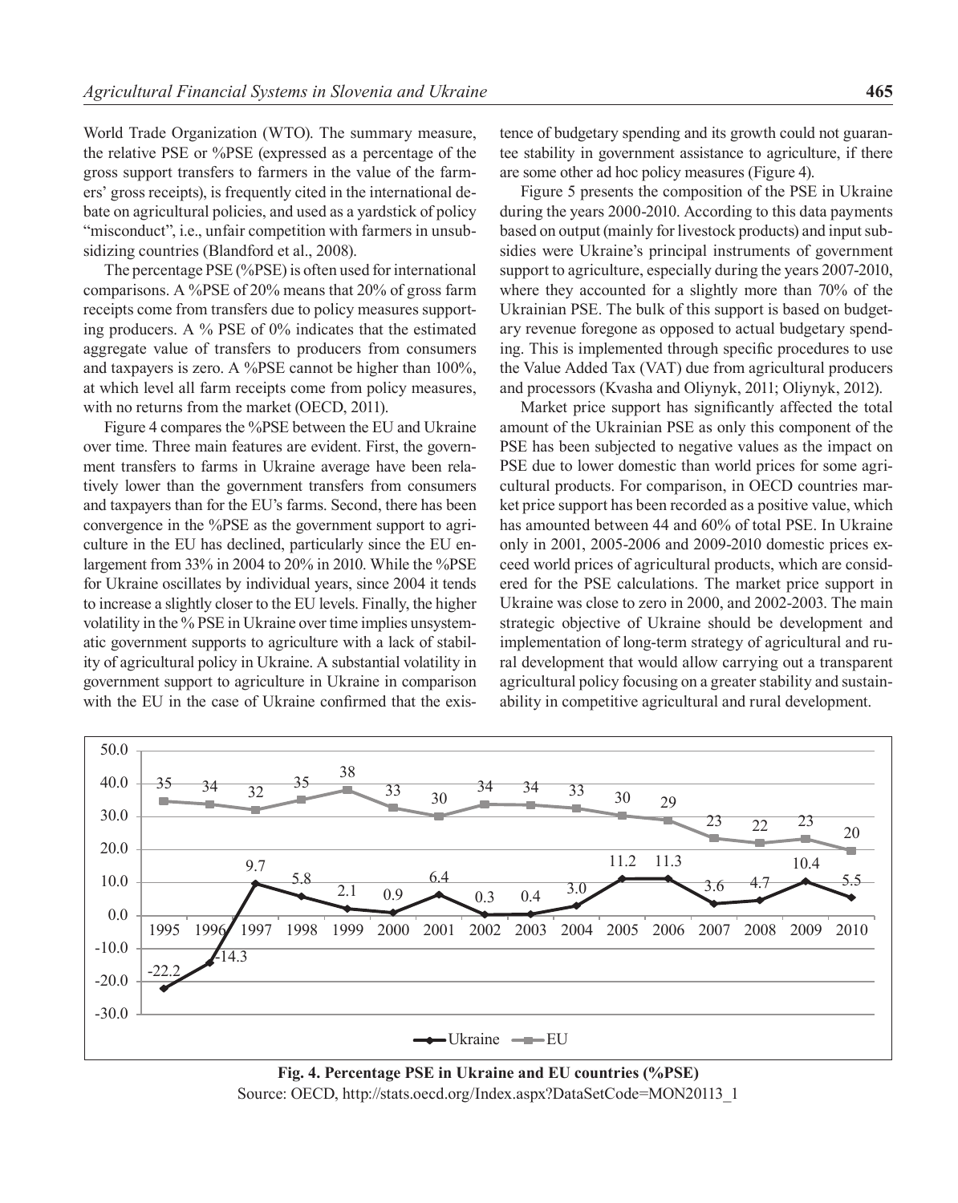World Trade Organization (WTO). The summary measure, the relative PSE or %PSE (expressed as a percentage of the gross support transfers to farmers in the value of the farmers' gross receipts), is frequently cited in the international debate on agricultural policies, and used as a yardstick of policy "misconduct", i.e., unfair competition with farmers in unsubsidizing countries (Blandford et al., 2008).

The percentage PSE (%PSE) is often used for international comparisons. A %PSE of 20% means that 20% of gross farm receipts come from transfers due to policy measures supporting producers. A % PSE of 0% indicates that the estimated aggregate value of transfers to producers from consumers and taxpayers is zero. A %PSE cannot be higher than 100%, at which level all farm receipts come from policy measures, with no returns from the market (OECD, 2011).

Figure 4 compares the %PSE between the EU and Ukraine over time. Three main features are evident. First, the government transfers to farms in Ukraine average have been relatively lower than the government transfers from consumers and taxpayers than for the EU's farms. Second, there has been convergence in the %PSE as the government support to agriculture in the EU has declined, particularly since the EU enlargement from 33% in 2004 to 20% in 2010. While the %PSE for Ukraine oscillates by individual years, since 2004 it tends to increase a slightly closer to the EU levels. Finally, the higher volatility in the % PSE in Ukraine over time implies unsystematic government supports to agriculture with a lack of stability of agricultural policy in Ukraine. A substantial volatility in government support to agriculture in Ukraine in comparison with the EU in the case of Ukraine confirmed that the existence of budgetary spending and its growth could not guarantee stability in government assistance to agriculture, if there are some other ad hoc policy measures (Figure 4).

Figure 5 presents the composition of the PSE in Ukraine during the years 2000-2010. According to this data payments based on output (mainly for livestock products) and input subsidies were Ukraine's principal instruments of government support to agriculture, especially during the years 2007-2010, where they accounted for a slightly more than 70% of the Ukrainian PSE. The bulk of this support is based on budgetary revenue foregone as opposed to actual budgetary spending. This is implemented through specific procedures to use the Value Added Tax (VAT) due from agricultural producers and processors (Kvasha and Oliynyk, 2011; Oliynyk, 2012).

Market price support has significantly affected the total amount of the Ukrainian PSE as only this component of the PSE has been subjected to negative values as the impact on PSE due to lower domestic than world prices for some agricultural products. For comparison, in OECD countries market price support has been recorded as a positive value, which has amounted between 44 and 60% of total PSE. In Ukraine only in 2001, 2005-2006 and 2009-2010 domestic prices exceed world prices of agricultural products, which are considered for the PSE calculations. The market price support in Ukraine was close to zero in 2000, and 2002-2003. The main strategic objective of Ukraine should be development and implementation of long-term strategy of agricultural and rural development that would allow carrying out a transparent agricultural policy focusing on a greater stability and sustainability in competitive agricultural and rural development.

| Year | 1995 | 1996 | 1997 | 1998 | 1999 | 2000 | 2001 | 2002 | 2003 | 2004 | 2005 | 2006 | 2007 | 2008 | 2009 | 2010 |
|---|---|---|---|---|---|---|---|---|---|---|---|---|---|---|---|---|
| Ukraine | -22.2 | -14.3 | 9.7 | 5.8 | 2.1 | 0.9 | 6.4 | 0.3 | 0.4 | 3.0 | 11.2 | 11.3 | 3.6 | 4.7 | 10.4 | 5.5 |
| EU | 35 | 34 | 32 | 35 | 38 | 33 | 30 | 34 | 34 | 33 | 30 | 29 | 23 | 22 | 23 | 20 |

**Fig. 4. Percentage PSE in Ukraine and EU countries (%PSE)**

Source: OECD, http://stats.oecd.org/Index.aspx?DataSetCode=MON20113_1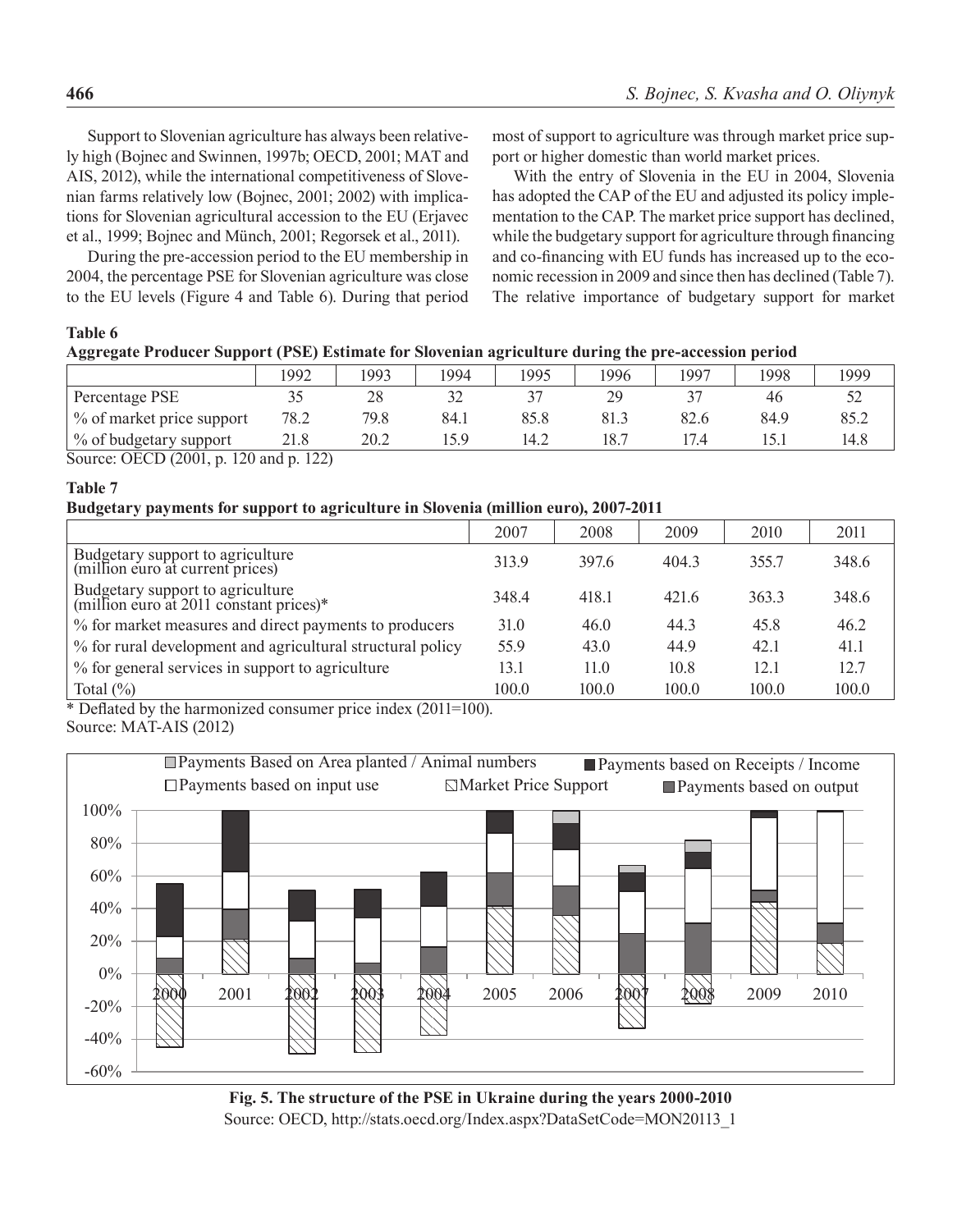Support to Slovenian agriculture has always been relatively high (Bojnec and Swinnen, 1997b; OECD, 2001; MAT and AIS, 2012), while the international competitiveness of Slovenian farms relatively low (Bojnec, 2001; 2002) with implications for Slovenian agricultural accession to the EU (Erjavec et al., 1999; Bojnec and Münch, 2001; Regorsek et al., 2011).

During the pre-accession period to the EU membership in 2004, the percentage PSE for Slovenian agriculture was close to the EU levels (Figure 4 and Table 6). During that period most of support to agriculture was through market price support or higher domestic than world market prices.

With the entry of Slovenia in the EU in 2004, Slovenia has adopted the CAP of the EU and adjusted its policy implementation to the CAP. The market price support has declined, while the budgetary support for agriculture through financing and co-financing with EU funds has increased up to the economic recession in 2009 and since then has declined (Table 7). The relative importance of budgetary support for market

**Table 6**

**Aggregate Producer Support (PSE) Estimate for Slovenian agriculture during the pre-accession period**

| | 1992 | 1993 | 1994 | 1995 | 1996 | 1997 | 1998 | 1999 |
|---|---|---|---|---|---|---|---|---|
| Percentage PSE | 35 | 28 | 32 | 37 | 29 | 37 | 46 | 52 |
| % of market price support | 78.2 | 79.8 | 84.1 | 85.8 | 81.3 | 82.6 | 84.9 | 85.2 |
| % of budgetary support | 21.8 | 20.2 | 15.9 | 14.2 | 18.7 | 17.4 | 15.1 | 14.8 |

Source: OECD (2001, p. 120 and p. 122)

**Table 7**

**Budgetary payments for support to agriculture in Slovenia (million euro), 2007-2011**

| | 2007 | 2008 | 2009 | 2010 | 2011 |
|---|---|---|---|---|---|
| Budgetary support to agriculture (million euro at current prices) | 313.9 | 397.6 | 404.3 | 355.7 | 348.6 |
| Budgetary support to agriculture (million euro at 2011 constant prices)* | 348.4 | 418.1 | 421.6 | 363.3 | 348.6 |
| % for market measures and direct payments to producers | 31.0 | 46.0 | 44.3 | 45.8 | 46.2 |
| % for rural development and agricultural structural policy | 55.9 | 43.0 | 44.9 | 42.1 | 41.1 |
| % for general services in support to agriculture | 13.1 | 11.0 | 10.8 | 12.1 | 12.7 |
| Total (%) | 100.0 | 100.0 | 100.0 | 100.0 | 100.0 |

* Deflated by the harmonized consumer price index (2011=100).
Source: MAT-AIS (2012)

**Fig. 5. The structure of the PSE in Ukraine during the years 2000-2010**
Source: OECD, http://stats.oecd.org/Index.aspx?DataSetCode=MON20113_1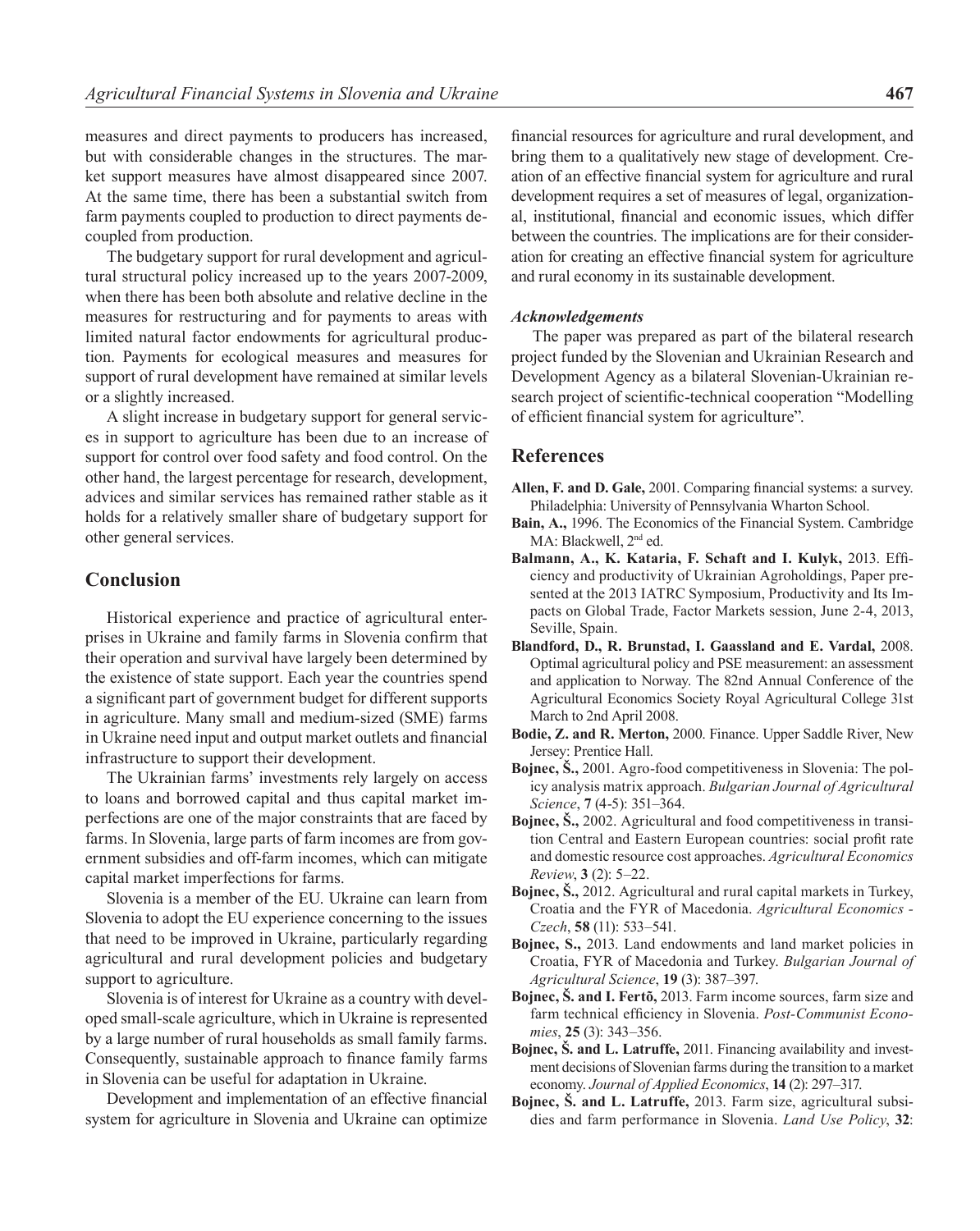measures and direct payments to producers has increased, but with considerable changes in the structures. The market support measures have almost disappeared since 2007. At the same time, there has been a substantial switch from farm payments coupled to production to direct payments decoupled from production.

The budgetary support for rural development and agricultural structural policy increased up to the years 2007-2009, when there has been both absolute and relative decline in the measures for restructuring and for payments to areas with limited natural factor endowments for agricultural production. Payments for ecological measures and measures for support of rural development have remained at similar levels or a slightly increased.

A slight increase in budgetary support for general services in support to agriculture has been due to an increase of support for control over food safety and food control. On the other hand, the largest percentage for research, development, advices and similar services has remained rather stable as it holds for a relatively smaller share of budgetary support for other general services.

## Conclusion

Historical experience and practice of agricultural enterprises in Ukraine and family farms in Slovenia confirm that their operation and survival have largely been determined by the existence of state support. Each year the countries spend a significant part of government budget for different supports in agriculture. Many small and medium-sized (SME) farms in Ukraine need input and output market outlets and financial infrastructure to support their development.

The Ukrainian farms' investments rely largely on access to loans and borrowed capital and thus capital market imperfections are one of the major constraints that are faced by farms. In Slovenia, large parts of farm incomes are from government subsidies and off-farm incomes, which can mitigate capital market imperfections for farms.

Slovenia is a member of the EU. Ukraine can learn from Slovenia to adopt the EU experience concerning to the issues that need to be improved in Ukraine, particularly regarding agricultural and rural development policies and budgetary support to agriculture.

Slovenia is of interest for Ukraine as a country with developed small-scale agriculture, which in Ukraine is represented by a large number of rural households as small family farms. Consequently, sustainable approach to finance family farms in Slovenia can be useful for adaptation in Ukraine.

Development and implementation of an effective financial system for agriculture in Slovenia and Ukraine can optimize financial resources for agriculture and rural development, and bring them to a qualitatively new stage of development. Creation of an effective financial system for agriculture and rural development requires a set of measures of legal, organizational, institutional, financial and economic issues, which differ between the countries. The implications are for their consideration for creating an effective financial system for agriculture and rural economy in its sustainable development.

### *Acknowledgements*

The paper was prepared as part of the bilateral research project funded by the Slovenian and Ukrainian Research and Development Agency as a bilateral Slovenian-Ukrainian research project of scientific-technical cooperation "Modelling of efficient financial system for agriculture".

## References

**Allen, F. and D. Gale,** 2001. Comparing financial systems: a survey. Philadelphia: University of Pennsylvania Wharton School.

**Bain, A.,** 1996. The Economics of the Financial System. Cambridge MA: Blackwell, 2nd ed.

**Balmann, A., K. Kataria, F. Schaft and I. Kulyk,** 2013. Efficiency and productivity of Ukrainian Agroholdings, Paper presented at the 2013 IATRC Symposium, Productivity and Its Impacts on Global Trade, Factor Markets session, June 2-4, 2013, Seville, Spain.

**Blandford, D., R. Brunstad, I. Gaassland and E. Vardal,** 2008. Optimal agricultural policy and PSE measurement: an assessment and application to Norway. The 82nd Annual Conference of the Agricultural Economics Society Royal Agricultural College 31st March to 2nd April 2008.

**Bodie, Z. and R. Merton,** 2000. Finance. Upper Saddle River, New Jersey: Prentice Hall.

**Bojnec, Š.,** 2001. Agro-food competitiveness in Slovenia: The policy analysis matrix approach. *Bulgarian Journal of Agricultural Science*, **7** (4-5): 351–364.

**Bojnec, Š.,** 2002. Agricultural and food competitiveness in transition Central and Eastern European countries: social profit rate and domestic resource cost approaches. *Agricultural Economics Review*, **3** (2): 5–22.

**Bojnec, Š.,** 2012. Agricultural and rural capital markets in Turkey, Croatia and the FYR of Macedonia. *Agricultural Economics - Czech*, **58** (11): 533–541.

**Bojnec, S.,** 2013. Land endowments and land market policies in Croatia, FYR of Macedonia and Turkey. *Bulgarian Journal of Agricultural Science*, **19** (3): 387–397.

**Bojnec, Š. and I. Fertõ,** 2013. Farm income sources, farm size and farm technical efficiency in Slovenia. *Post-Communist Economies*, **25** (3): 343–356.

**Bojnec, Š. and L. Latruffe,** 2011. Financing availability and investment decisions of Slovenian farms during the transition to a market economy. *Journal of Applied Economics*, **14** (2): 297–317.

**Bojnec, Š. and L. Latruffe,** 2013. Farm size, agricultural subsidies and farm performance in Slovenia. *Land Use Policy*, **32**: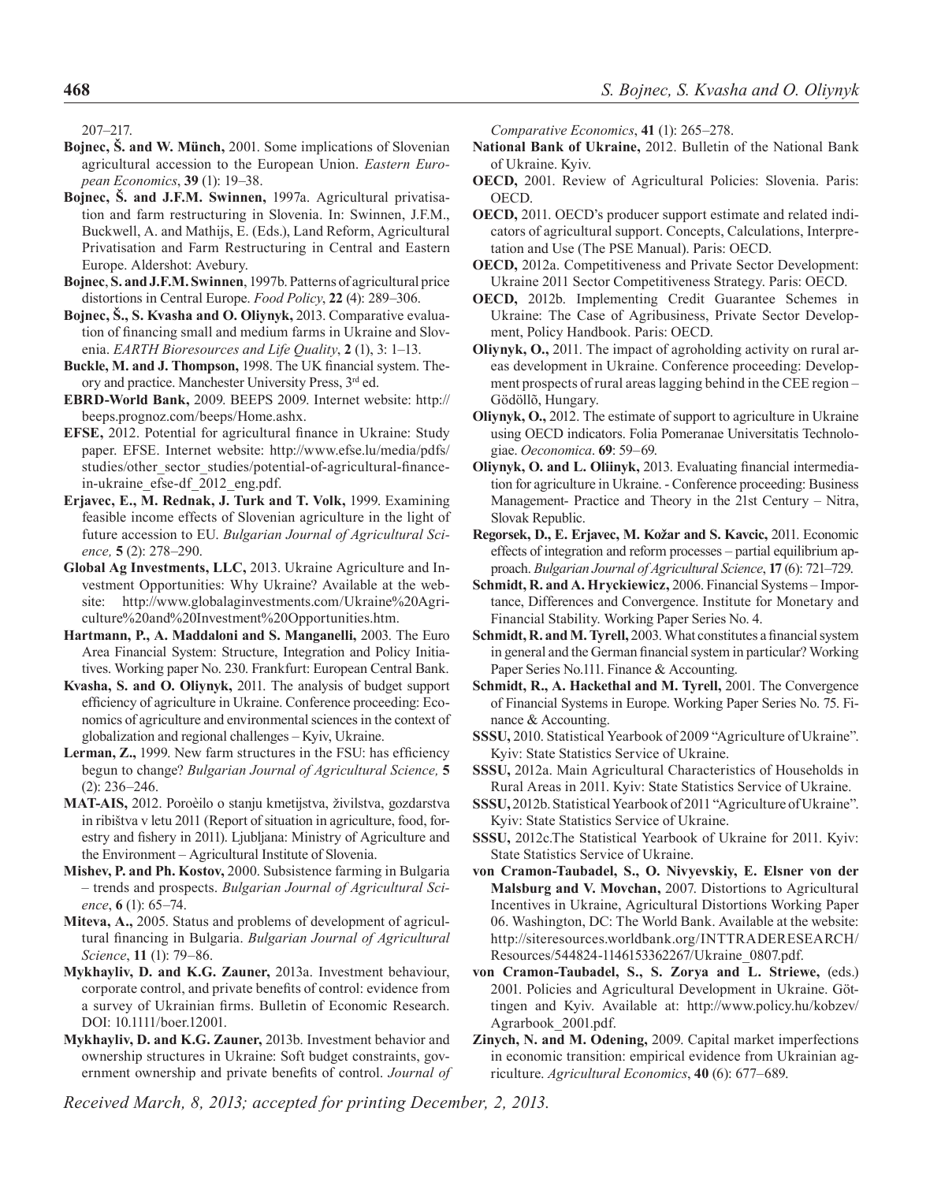207–217.

**Bojnec, Š. and W. Münch,** 2001. Some implications of Slovenian agricultural accession to the European Union. *Eastern European Economics*, **39** (1): 19–38.

**Bojnec, Š. and J.F.M. Swinnen,** 1997a. Agricultural privatisation and farm restructuring in Slovenia. In: Swinnen, J.F.M., Buckwell, A. and Mathijs, E. (Eds.), Land Reform, Agricultural Privatisation and Farm Restructuring in Central and Eastern Europe. Aldershot: Avebury.

**Bojnec, S. and J.F.M. Swinnen**, 1997b. Patterns of agricultural price distortions in Central Europe. *Food Policy*, **22** (4): 289–306.

**Bojnec, Š., S. Kvasha and O. Oliynyk,** 2013. Comparative evaluation of financing small and medium farms in Ukraine and Slovenia. *EARTH Bioresources and Life Quality*, **2** (1), 3: 1–13.

**Buckle, M. and J. Thompson,** 1998. The UK financial system. Theory and practice. Manchester University Press, 3rd ed.

**EBRD-World Bank,** 2009. BEEPS 2009. Internet website: http://beeps.prognoz.com/beeps/Home.ashx.

**EFSE,** 2012. Potential for agricultural finance in Ukraine: Study paper. EFSE. Internet website: http://www.efse.lu/media/pdfs/studies/other_sector_studies/potential-of-agricultural-finance-in-ukraine_efse-df_2012_eng.pdf.

**Erjavec, E., M. Rednak, J. Turk and T. Volk,** 1999. Examining feasible income effects of Slovenian agriculture in the light of future accession to EU. *Bulgarian Journal of Agricultural Science,* **5** (2): 278–290.

**Global Ag Investments, LLC,** 2013. Ukraine Agriculture and Investment Opportunities: Why Ukraine? Available at the website: http://www.globalaginvestments.com/Ukraine%20Agriculture%20and%20Investment%20Opportunities.htm.

**Hartmann, P., A. Maddaloni and S. Manganelli,** 2003. The Euro Area Financial System: Structure, Integration and Policy Initiatives. Working paper No. 230. Frankfurt: European Central Bank.

**Kvasha, S. and O. Oliynyk,** 2011. The analysis of budget support efficiency of agriculture in Ukraine. Conference proceeding: Economics of agriculture and environmental sciences in the context of globalization and regional challenges – Kyiv, Ukraine.

**Lerman, Z.,** 1999. New farm structures in the FSU: has efficiency begun to change? *Bulgarian Journal of Agricultural Science,* **5** (2): 236–246.

**MAT-AIS,** 2012. Poroèilo o stanju kmetijstva, živilstva, gozdarstva in ribištva v letu 2011 (Report of situation in agriculture, food, forestry and fishery in 2011). Ljubljana: Ministry of Agriculture and the Environment – Agricultural Institute of Slovenia.

**Mishev, P. and Ph. Kostov,** 2000. Subsistence farming in Bulgaria – trends and prospects. *Bulgarian Journal of Agricultural Science*, **6** (1): 65–74.

**Miteva, A.,** 2005. Status and problems of development of agricultural financing in Bulgaria. *Bulgarian Journal of Agricultural Science*, **11** (1): 79–86.

**Mykhayliv, D. and K.G. Zauner,** 2013a. Investment behaviour, corporate control, and private benefits of control: evidence from a survey of Ukrainian firms. Bulletin of Economic Research. DOI: 10.1111/boer.12001.

**Mykhayliv, D. and K.G. Zauner,** 2013b. Investment behavior and ownership structures in Ukraine: Soft budget constraints, government ownership and private benefits of control. *Journal of Comparative Economics*, **41** (1): 265–278.

**National Bank of Ukraine,** 2012. Bulletin of the National Bank of Ukraine. Kyiv.

**OECD,** 2001. Review of Agricultural Policies: Slovenia. Paris: OECD.

**OECD,** 2011. OECD's producer support estimate and related indicators of agricultural support. Concepts, Calculations, Interpretation and Use (The PSE Manual). Paris: OECD.

**OECD,** 2012a. Competitiveness and Private Sector Development: Ukraine 2011 Sector Competitiveness Strategy. Paris: OECD.

**OECD,** 2012b. Implementing Credit Guarantee Schemes in Ukraine: The Case of Agribusiness, Private Sector Development, Policy Handbook. Paris: OECD.

**Oliynyk, O.,** 2011. The impact of agroholding activity on rural areas development in Ukraine. Conference proceeding: Development prospects of rural areas lagging behind in the CEE region – Gödöllõ, Hungary.

**Oliynyk, O.,** 2012. The estimate of support to agriculture in Ukraine using OECD indicators. Folia Pomeranae Universitatis Technologiae. *Oeconomica*. **69**: 59–69.

**Oliynyk, O. and L. Oliinyk,** 2013. Evaluating financial intermediation for agriculture in Ukraine. - Conference proceeding: Business Management- Practice and Theory in the 21st Century – Nitra, Slovak Republic.

**Regorsek, D., E. Erjavec, M. Kožar and S. Kavcic,** 2011. Economic effects of integration and reform processes – partial equilibrium approach. *Bulgarian Journal of Agricultural Science*, **17** (6): 721–729.

**Schmidt, R. and A. Hryckiewicz,** 2006. Financial Systems – Importance, Differences and Convergence. Institute for Monetary and Financial Stability. Working Paper Series No. 4.

**Schmidt, R. and M. Tyrell,** 2003. What constitutes a financial system in general and the German financial system in particular? Working Paper Series No.111. Finance & Accounting.

**Schmidt, R., A. Hackethal and M. Tyrell,** 2001. The Convergence of Financial Systems in Europe. Working Paper Series No. 75. Finance & Accounting.

**SSSU,** 2010. Statistical Yearbook of 2009 "Agriculture of Ukraine". Kyiv: State Statistics Service of Ukraine.

**SSSU,** 2012a. Main Agricultural Characteristics of Households in Rural Areas in 2011. Kyiv: State Statistics Service of Ukraine.

**SSSU,** 2012b. Statistical Yearbook of 2011 "Agriculture of Ukraine". Kyiv: State Statistics Service of Ukraine.

**SSSU,** 2012c.The Statistical Yearbook of Ukraine for 2011. Kyiv: State Statistics Service of Ukraine.

**von Cramon-Taubadel, S., O. Nivyevskiy, E. Elsner von der Malsburg and V. Movchan,** 2007. Distortions to Agricultural Incentives in Ukraine, Agricultural Distortions Working Paper 06. Washington, DC: The World Bank. Available at the website: http://siteresources.worldbank.org/INTTRADERESEARCH/Resources/544824-1146153362267/Ukraine_0807.pdf.

**von Cramon-Taubadel, S., S. Zorya and L. Striewe,** (eds.) 2001. Policies and Agricultural Development in Ukraine. Göttingen and Kyiv. Available at: http://www.policy.hu/kobzev/Agrarbook_2001.pdf.

**Zinych, N. and M. Odening,** 2009. Capital market imperfections in economic transition: empirical evidence from Ukrainian agriculture. *Agricultural Economics*, **40** (6): 677–689.

*Received March, 8, 2013; accepted for printing December, 2, 2013.*